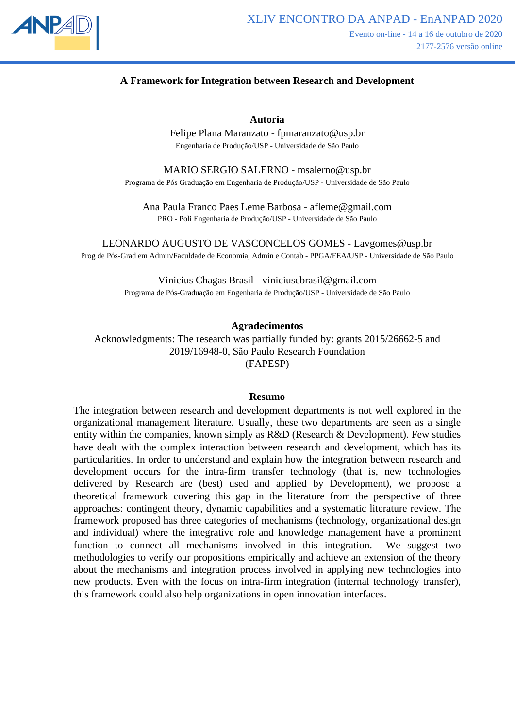# A Framework for Integration between Research and Development

## Autoria

Felipe Plana Maranzato - fpmaranzato@usp.br
Engenharia de Produção/USP - Universidade de São Paulo

MARIO SERGIO SALERNO - msalerno@usp.br
Programa de Pós Graduação em Engenharia de Produção/USP - Universidade de São Paulo

Ana Paula Franco Paes Leme Barbosa - afleme@gmail.com
PRO - Poli Engenharia de Produção/USP - Universidade de São Paulo

LEONARDO AUGUSTO DE VASCONCELOS GOMES - Lavgomes@usp.br
Prog de Pós-Grad em Admin/Faculdade de Economia, Admin e Contab - PPGA/FEA/USP - Universidade de São Paulo

Vinicius Chagas Brasil - viniciuscbrasil@gmail.com
Programa de Pós-Graduação em Engenharia de Produção/USP - Universidade de São Paulo

## Agradecimentos

Acknowledgments: The research was partially funded by: grants 2015/26662-5 and 2019/16948-0, São Paulo Research Foundation (FAPESP)

## Resumo

The integration between research and development departments is not well explored in the organizational management literature. Usually, these two departments are seen as a single entity within the companies, known simply as R&D (Research & Development). Few studies have dealt with the complex interaction between research and development, which has its particularities. In order to understand and explain how the integration between research and development occurs for the intra-firm transfer technology (that is, new technologies delivered by Research are (best) used and applied by Development), we propose a theoretical framework covering this gap in the literature from the perspective of three approaches: contingent theory, dynamic capabilities and a systematic literature review. The framework proposed has three categories of mechanisms (technology, organizational design and individual) where the integrative role and knowledge management have a prominent function to connect all mechanisms involved in this integration. We suggest two methodologies to verify our propositions empirically and achieve an extension of the theory about the mechanisms and integration process involved in applying new technologies into new products. Even with the focus on intra-firm integration (internal technology transfer), this framework could also help organizations in open innovation interfaces.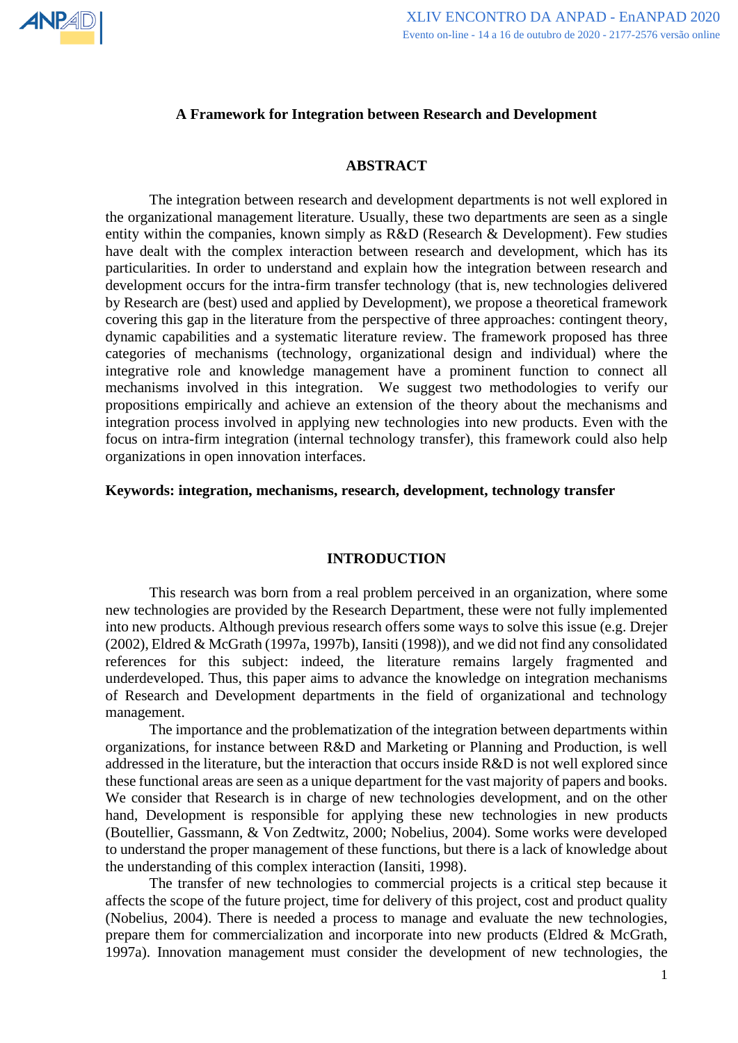# A Framework for Integration between Research and Development

## ABSTRACT

The integration between research and development departments is not well explored in the organizational management literature. Usually, these two departments are seen as a single entity within the companies, known simply as R&D (Research & Development). Few studies have dealt with the complex interaction between research and development, which has its particularities. In order to understand and explain how the integration between research and development occurs for the intra-firm transfer technology (that is, new technologies delivered by Research are (best) used and applied by Development), we propose a theoretical framework covering this gap in the literature from the perspective of three approaches: contingent theory, dynamic capabilities and a systematic literature review. The framework proposed has three categories of mechanisms (technology, organizational design and individual) where the integrative role and knowledge management have a prominent function to connect all mechanisms involved in this integration. We suggest two methodologies to verify our propositions empirically and achieve an extension of the theory about the mechanisms and integration process involved in applying new technologies into new products. Even with the focus on intra-firm integration (internal technology transfer), this framework could also help organizations in open innovation interfaces.

**Keywords: integration, mechanisms, research, development, technology transfer**

## INTRODUCTION

This research was born from a real problem perceived in an organization, where some new technologies are provided by the Research Department, these were not fully implemented into new products. Although previous research offers some ways to solve this issue (e.g. Drejer (2002), Eldred & McGrath (1997a, 1997b), Iansiti (1998)), and we did not find any consolidated references for this subject: indeed, the literature remains largely fragmented and underdeveloped. Thus, this paper aims to advance the knowledge on integration mechanisms of Research and Development departments in the field of organizational and technology management.

The importance and the problematization of the integration between departments within organizations, for instance between R&D and Marketing or Planning and Production, is well addressed in the literature, but the interaction that occurs inside R&D is not well explored since these functional areas are seen as a unique department for the vast majority of papers and books. We consider that Research is in charge of new technologies development, and on the other hand, Development is responsible for applying these new technologies in new products (Boutellier, Gassmann, & Von Zedtwitz, 2000; Nobelius, 2004). Some works were developed to understand the proper management of these functions, but there is a lack of knowledge about the understanding of this complex interaction (Iansiti, 1998).

The transfer of new technologies to commercial projects is a critical step because it affects the scope of the future project, time for delivery of this project, cost and product quality (Nobelius, 2004). There is needed a process to manage and evaluate the new technologies, prepare them for commercialization and incorporate into new products (Eldred & McGrath, 1997a). Innovation management must consider the development of new technologies, the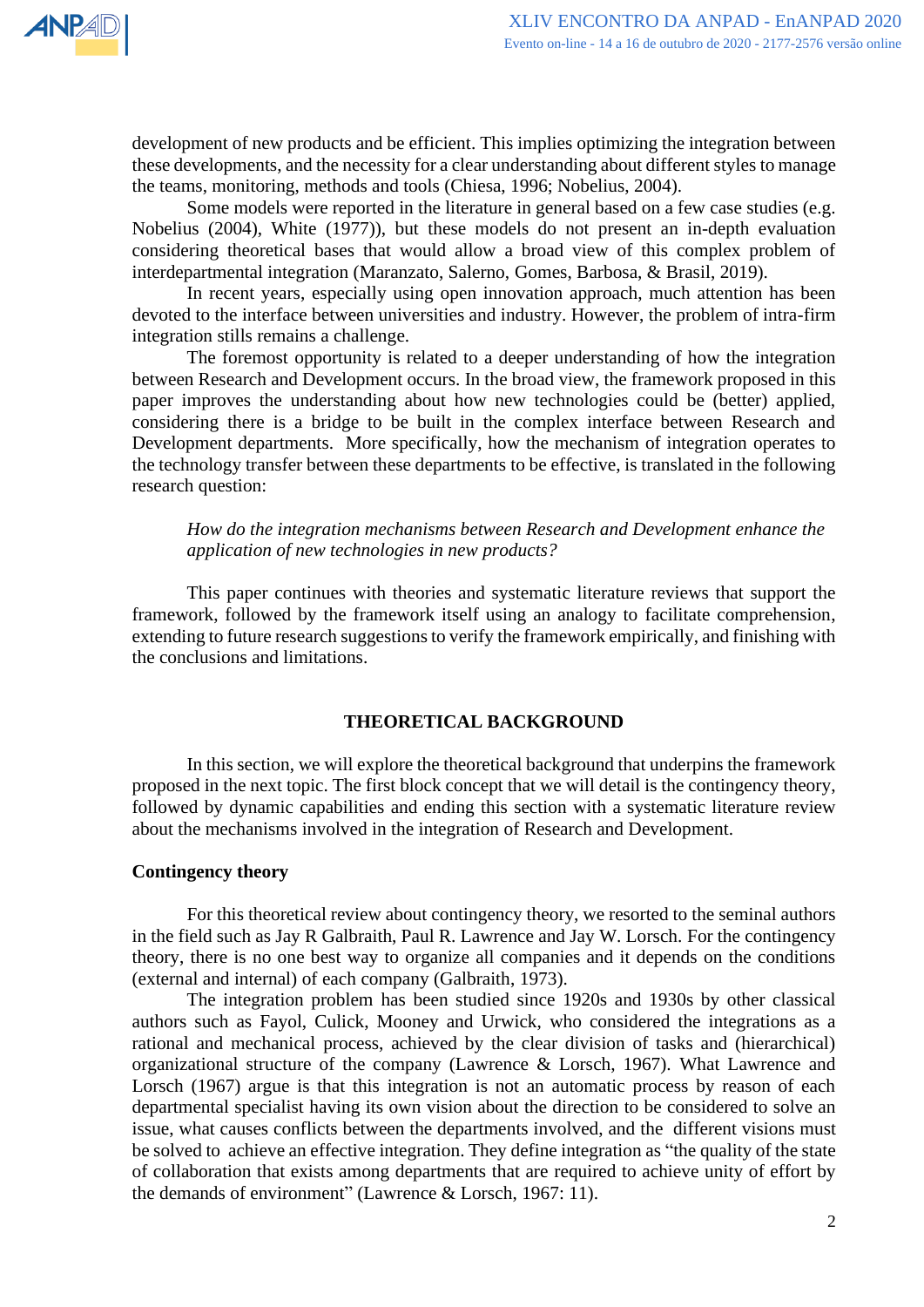development of new products and be efficient. This implies optimizing the integration between these developments, and the necessity for a clear understanding about different styles to manage the teams, monitoring, methods and tools (Chiesa, 1996; Nobelius, 2004).

Some models were reported in the literature in general based on a few case studies (e.g. Nobelius (2004), White (1977)), but these models do not present an in-depth evaluation considering theoretical bases that would allow a broad view of this complex problem of interdepartmental integration (Maranzato, Salerno, Gomes, Barbosa, & Brasil, 2019).

In recent years, especially using open innovation approach, much attention has been devoted to the interface between universities and industry. However, the problem of intra-firm integration stills remains a challenge.

The foremost opportunity is related to a deeper understanding of how the integration between Research and Development occurs. In the broad view, the framework proposed in this paper improves the understanding about how new technologies could be (better) applied, considering there is a bridge to be built in the complex interface between Research and Development departments. More specifically, how the mechanism of integration operates to the technology transfer between these departments to be effective, is translated in the following research question:

> *How do the integration mechanisms between Research and Development enhance the application of new technologies in new products?*

This paper continues with theories and systematic literature reviews that support the framework, followed by the framework itself using an analogy to facilitate comprehension, extending to future research suggestions to verify the framework empirically, and finishing with the conclusions and limitations.

## THEORETICAL BACKGROUND

In this section, we will explore the theoretical background that underpins the framework proposed in the next topic. The first block concept that we will detail is the contingency theory, followed by dynamic capabilities and ending this section with a systematic literature review about the mechanisms involved in the integration of Research and Development.

### Contingency theory

For this theoretical review about contingency theory, we resorted to the seminal authors in the field such as Jay R Galbraith, Paul R. Lawrence and Jay W. Lorsch. For the contingency theory, there is no one best way to organize all companies and it depends on the conditions (external and internal) of each company (Galbraith, 1973).

The integration problem has been studied since 1920s and 1930s by other classical authors such as Fayol, Culick, Mooney and Urwick, who considered the integrations as a rational and mechanical process, achieved by the clear division of tasks and (hierarchical) organizational structure of the company (Lawrence & Lorsch, 1967). What Lawrence and Lorsch (1967) argue is that this integration is not an automatic process by reason of each departmental specialist having its own vision about the direction to be considered to solve an issue, what causes conflicts between the departments involved, and the different visions must be solved to achieve an effective integration. They define integration as "the quality of the state of collaboration that exists among departments that are required to achieve unity of effort by the demands of environment" (Lawrence & Lorsch, 1967: 11).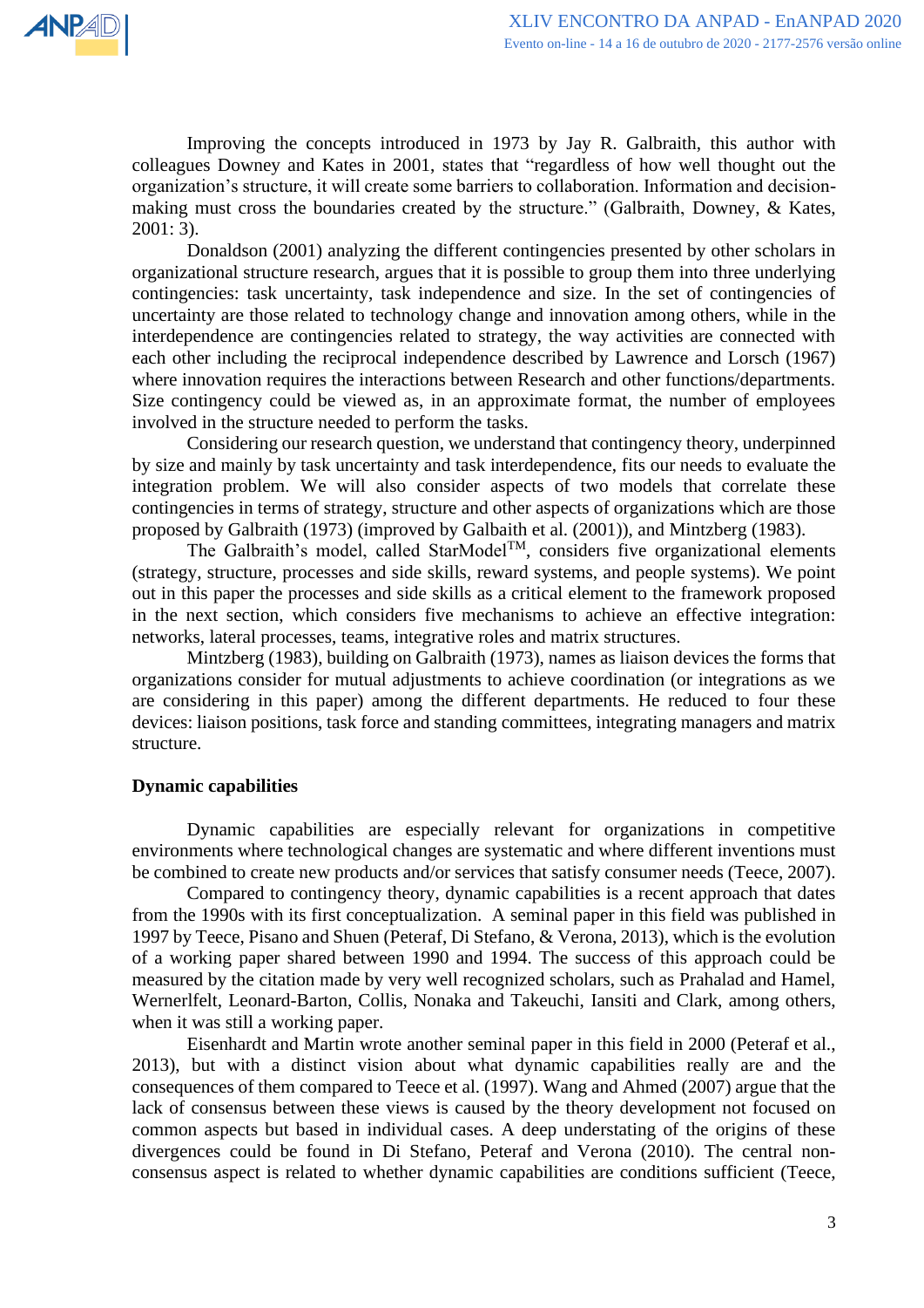Improving the concepts introduced in 1973 by Jay R. Galbraith, this author with colleagues Downey and Kates in 2001, states that "regardless of how well thought out the organization's structure, it will create some barriers to collaboration. Information and decision-making must cross the boundaries created by the structure." (Galbraith, Downey, & Kates, 2001: 3).

Donaldson (2001) analyzing the different contingencies presented by other scholars in organizational structure research, argues that it is possible to group them into three underlying contingencies: task uncertainty, task independence and size. In the set of contingencies of uncertainty are those related to technology change and innovation among others, while in the interdependence are contingencies related to strategy, the way activities are connected with each other including the reciprocal independence described by Lawrence and Lorsch (1967) where innovation requires the interactions between Research and other functions/departments. Size contingency could be viewed as, in an approximate format, the number of employees involved in the structure needed to perform the tasks.

Considering our research question, we understand that contingency theory, underpinned by size and mainly by task uncertainty and task interdependence, fits our needs to evaluate the integration problem. We will also consider aspects of two models that correlate these contingencies in terms of strategy, structure and other aspects of organizations which are those proposed by Galbraith (1973) (improved by Galbaith et al. (2001)), and Mintzberg (1983).

The Galbraith's model, called StarModel™, considers five organizational elements (strategy, structure, processes and side skills, reward systems, and people systems). We point out in this paper the processes and side skills as a critical element to the framework proposed in the next section, which considers five mechanisms to achieve an effective integration: networks, lateral processes, teams, integrative roles and matrix structures.

Mintzberg (1983), building on Galbraith (1973), names as liaison devices the forms that organizations consider for mutual adjustments to achieve coordination (or integrations as we are considering in this paper) among the different departments. He reduced to four these devices: liaison positions, task force and standing committees, integrating managers and matrix structure.

**Dynamic capabilities**

Dynamic capabilities are especially relevant for organizations in competitive environments where technological changes are systematic and where different inventions must be combined to create new products and/or services that satisfy consumer needs (Teece, 2007).

Compared to contingency theory, dynamic capabilities is a recent approach that dates from the 1990s with its first conceptualization. A seminal paper in this field was published in 1997 by Teece, Pisano and Shuen (Peteraf, Di Stefano, & Verona, 2013), which is the evolution of a working paper shared between 1990 and 1994. The success of this approach could be measured by the citation made by very well recognized scholars, such as Prahalad and Hamel, Wernerlfelt, Leonard-Barton, Collis, Nonaka and Takeuchi, Iansiti and Clark, among others, when it was still a working paper.

Eisenhardt and Martin wrote another seminal paper in this field in 2000 (Peteraf et al., 2013), but with a distinct vision about what dynamic capabilities really are and the consequences of them compared to Teece et al. (1997). Wang and Ahmed (2007) argue that the lack of consensus between these views is caused by the theory development not focused on common aspects but based in individual cases. A deep understating of the origins of these divergences could be found in Di Stefano, Peteraf and Verona (2010). The central non-consensus aspect is related to whether dynamic capabilities are conditions sufficient (Teece,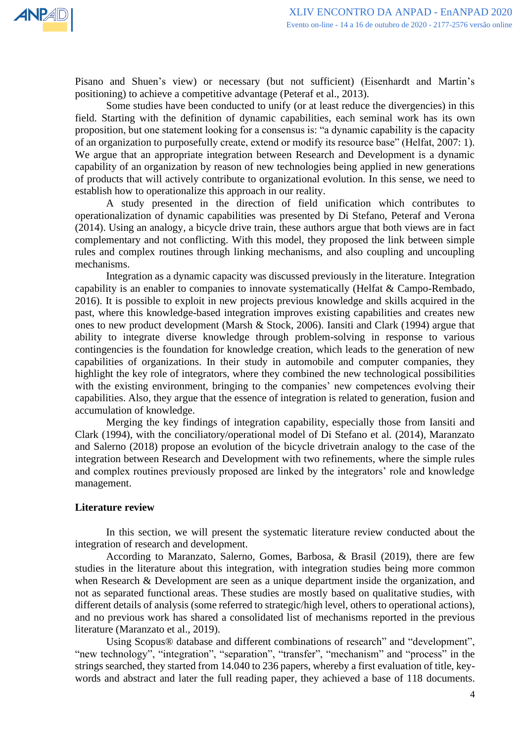Pisano and Shuen's view) or necessary (but not sufficient) (Eisenhardt and Martin's positioning) to achieve a competitive advantage (Peteraf et al., 2013).

Some studies have been conducted to unify (or at least reduce the divergencies) in this field. Starting with the definition of dynamic capabilities, each seminal work has its own proposition, but one statement looking for a consensus is: "a dynamic capability is the capacity of an organization to purposefully create, extend or modify its resource base" (Helfat, 2007: 1). We argue that an appropriate integration between Research and Development is a dynamic capability of an organization by reason of new technologies being applied in new generations of products that will actively contribute to organizational evolution. In this sense, we need to establish how to operationalize this approach in our reality.

A study presented in the direction of field unification which contributes to operationalization of dynamic capabilities was presented by Di Stefano, Peteraf and Verona (2014). Using an analogy, a bicycle drive train, these authors argue that both views are in fact complementary and not conflicting. With this model, they proposed the link between simple rules and complex routines through linking mechanisms, and also coupling and uncoupling mechanisms.

Integration as a dynamic capacity was discussed previously in the literature. Integration capability is an enabler to companies to innovate systematically (Helfat & Campo-Rembado, 2016). It is possible to exploit in new projects previous knowledge and skills acquired in the past, where this knowledge-based integration improves existing capabilities and creates new ones to new product development (Marsh & Stock, 2006). Iansiti and Clark (1994) argue that ability to integrate diverse knowledge through problem-solving in response to various contingencies is the foundation for knowledge creation, which leads to the generation of new capabilities of organizations. In their study in automobile and computer companies, they highlight the key role of integrators, where they combined the new technological possibilities with the existing environment, bringing to the companies' new competences evolving their capabilities. Also, they argue that the essence of integration is related to generation, fusion and accumulation of knowledge.

Merging the key findings of integration capability, especially those from Iansiti and Clark (1994), with the conciliatory/operational model of Di Stefano et al. (2014), Maranzato and Salerno (2018) propose an evolution of the bicycle drivetrain analogy to the case of the integration between Research and Development with two refinements, where the simple rules and complex routines previously proposed are linked by the integrators' role and knowledge management.

## Literature review

In this section, we will present the systematic literature review conducted about the integration of research and development.

According to Maranzato, Salerno, Gomes, Barbosa, & Brasil (2019), there are few studies in the literature about this integration, with integration studies being more common when Research & Development are seen as a unique department inside the organization, and not as separated functional areas. These studies are mostly based on qualitative studies, with different details of analysis (some referred to strategic/high level, others to operational actions), and no previous work has shared a consolidated list of mechanisms reported in the previous literature (Maranzato et al., 2019).

Using Scopus® database and different combinations of research" and "development", "new technology", "integration", "separation", "transfer", "mechanism" and "process" in the strings searched, they started from 14.040 to 236 papers, whereby a first evaluation of title, key-words and abstract and later the full reading paper, they achieved a base of 118 documents.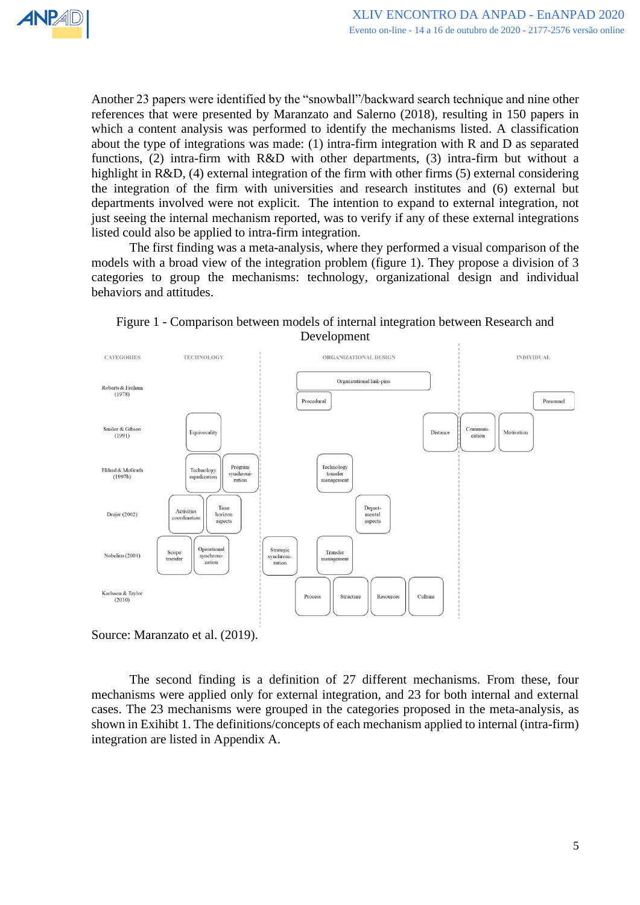Another 23 papers were identified by the "snowball"/backward search technique and nine other references that were presented by Maranzato and Salerno (2018), resulting in 150 papers in which a content analysis was performed to identify the mechanisms listed. A classification about the type of integrations was made: (1) intra-firm integration with R and D as separated functions, (2) intra-firm with R&D with other departments, (3) intra-firm but without a highlight in R&D, (4) external integration of the firm with other firms (5) external considering the integration of the firm with universities and research institutes and (6) external but departments involved were not explicit. The intention to expand to external integration, not just seeing the internal mechanism reported, was to verify if any of these external integrations listed could also be applied to intra-firm integration.

The first finding was a meta-analysis, where they performed a visual comparison of the models with a broad view of the integration problem (figure 1). They propose a division of 3 categories to group the mechanisms: technology, organizational design and individual behaviors and attitudes.

Figure 1 - Comparison between models of internal integration between Research and Development

| CATEGORIES | TECHNOLOGY | ORGANIZATIONAL DESIGN | INDIVIDUAL |
|---|---|---|---|
| Roberts & Frohman (1978) | | Organizational link-pins; Procedural | Personnel |
| Smilor & Gibson (1991) | Equivocality | Distance | Communication; Motivation |
| Eldred & McGrath (1997b) | Technology equalization; Program synchronization | Technology transfer management | |
| Drejer (2002) | Activities coordination; Time horizon aspects | Departmental aspects | |
| Nobelius (2004) | Scope transfer; Operational synchronization | Strategic synchronization; Transfer management | |
| Karlsson & Taylor (2010) | | Process; Structure; Resources; Culture | |

Source: Maranzato et al. (2019).

The second finding is a definition of 27 different mechanisms. From these, four mechanisms were applied only for external integration, and 23 for both internal and external cases. The 23 mechanisms were grouped in the categories proposed in the meta-analysis, as shown in Exihibt 1. The definitions/concepts of each mechanism applied to internal (intra-firm) integration are listed in Appendix A.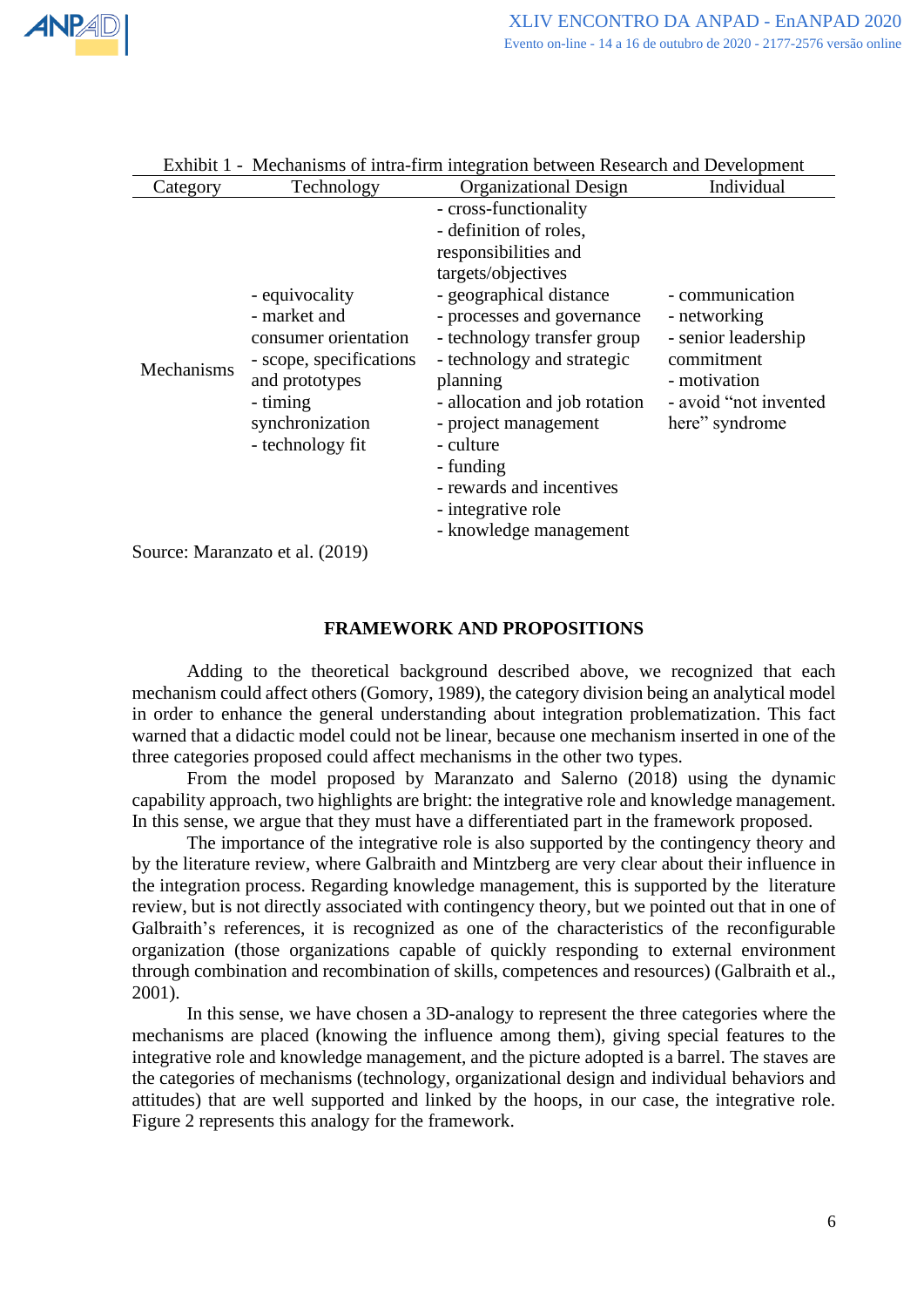Exhibit 1 - Mechanisms of intra-firm integration between Research and Development

| Category | Technology | Organizational Design | Individual |
|---|---|---|---|
| Mechanisms | - equivocality<br>- market and consumer orientation<br>- scope, specifications and prototypes<br>- timing synchronization<br>- technology fit | - cross-functionality<br>- definition of roles, responsibilities and targets/objectives<br>- geographical distance<br>- processes and governance<br>- technology transfer group<br>- technology and strategic planning<br>- allocation and job rotation<br>- project management<br>- culture<br>- funding<br>- rewards and incentives<br>- integrative role<br>- knowledge management | - communication<br>- networking<br>- senior leadership commitment<br>- motivation<br>- avoid "not invented here" syndrome |

Source: Maranzato et al. (2019)

## FRAMEWORK AND PROPOSITIONS

Adding to the theoretical background described above, we recognized that each mechanism could affect others (Gomory, 1989), the category division being an analytical model in order to enhance the general understanding about integration problematization. This fact warned that a didactic model could not be linear, because one mechanism inserted in one of the three categories proposed could affect mechanisms in the other two types.

From the model proposed by Maranzato and Salerno (2018) using the dynamic capability approach, two highlights are bright: the integrative role and knowledge management. In this sense, we argue that they must have a differentiated part in the framework proposed.

The importance of the integrative role is also supported by the contingency theory and by the literature review, where Galbraith and Mintzberg are very clear about their influence in the integration process. Regarding knowledge management, this is supported by the literature review, but is not directly associated with contingency theory, but we pointed out that in one of Galbraith's references, it is recognized as one of the characteristics of the reconfigurable organization (those organizations capable of quickly responding to external environment through combination and recombination of skills, competences and resources) (Galbraith et al., 2001).

In this sense, we have chosen a 3D-analogy to represent the three categories where the mechanisms are placed (knowing the influence among them), giving special features to the integrative role and knowledge management, and the picture adopted is a barrel. The staves are the categories of mechanisms (technology, organizational design and individual behaviors and attitudes) that are well supported and linked by the hoops, in our case, the integrative role. Figure 2 represents this analogy for the framework.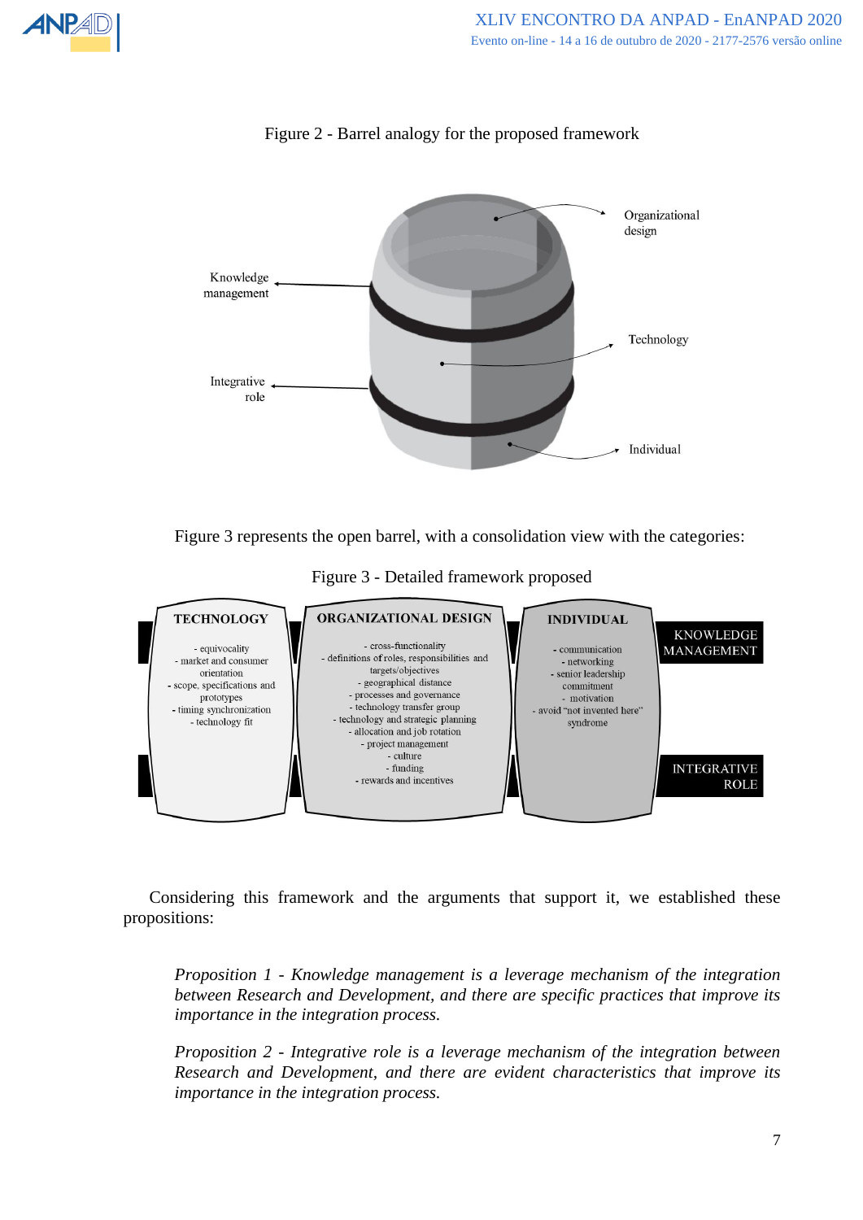Figure 2 - Barrel analogy for the proposed framework

Figure 3 represents the open barrel, with a consolidation view with the categories:

Figure 3 - Detailed framework proposed

Considering this framework and the arguments that support it, we established these propositions:

*Proposition 1 - Knowledge management is a leverage mechanism of the integration between Research and Development, and there are specific practices that improve its importance in the integration process.*

*Proposition 2 - Integrative role is a leverage mechanism of the integration between Research and Development, and there are evident characteristics that improve its importance in the integration process.*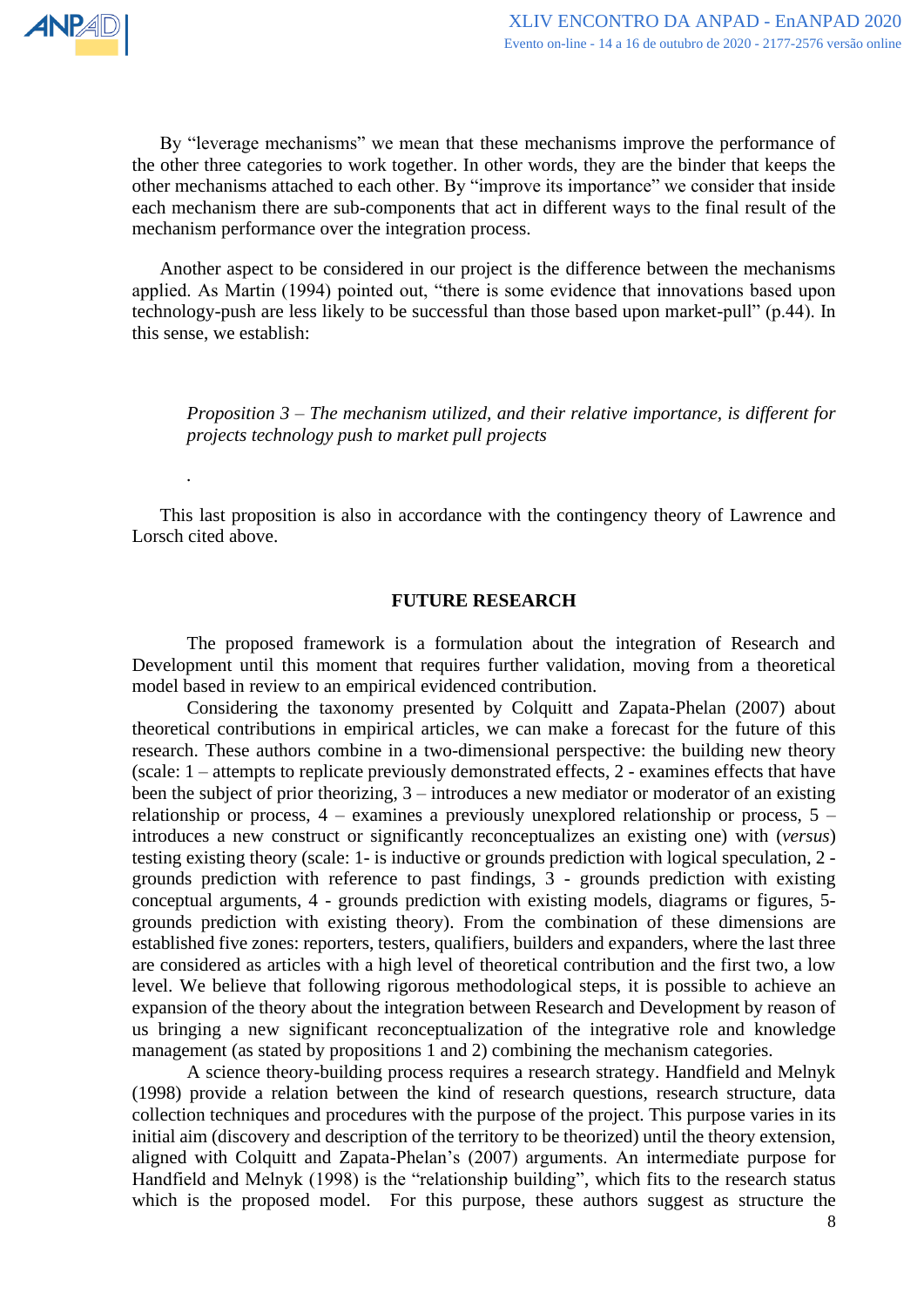By "leverage mechanisms" we mean that these mechanisms improve the performance of the other three categories to work together. In other words, they are the binder that keeps the other mechanisms attached to each other. By "improve its importance" we consider that inside each mechanism there are sub-components that act in different ways to the final result of the mechanism performance over the integration process.

Another aspect to be considered in our project is the difference between the mechanisms applied. As Martin (1994) pointed out, "there is some evidence that innovations based upon technology-push are less likely to be successful than those based upon market-pull" (p.44). In this sense, we establish:

> *Proposition 3 – The mechanism utilized, and their relative importance, is different for projects technology push to market pull projects*

.

This last proposition is also in accordance with the contingency theory of Lawrence and Lorsch cited above.

## FUTURE RESEARCH

The proposed framework is a formulation about the integration of Research and Development until this moment that requires further validation, moving from a theoretical model based in review to an empirical evidenced contribution.

Considering the taxonomy presented by Colquitt and Zapata-Phelan (2007) about theoretical contributions in empirical articles, we can make a forecast for the future of this research. These authors combine in a two-dimensional perspective: the building new theory (scale: 1 – attempts to replicate previously demonstrated effects, 2 - examines effects that have been the subject of prior theorizing, 3 – introduces a new mediator or moderator of an existing relationship or process, 4 – examines a previously unexplored relationship or process, 5 – introduces a new construct or significantly reconceptualizes an existing one) with (*versus*) testing existing theory (scale: 1- is inductive or grounds prediction with logical speculation, 2 - grounds prediction with reference to past findings, 3 - grounds prediction with existing conceptual arguments, 4 - grounds prediction with existing models, diagrams or figures, 5- grounds prediction with existing theory). From the combination of these dimensions are established five zones: reporters, testers, qualifiers, builders and expanders, where the last three are considered as articles with a high level of theoretical contribution and the first two, a low level. We believe that following rigorous methodological steps, it is possible to achieve an expansion of the theory about the integration between Research and Development by reason of us bringing a new significant reconceptualization of the integrative role and knowledge management (as stated by propositions 1 and 2) combining the mechanism categories.

A science theory-building process requires a research strategy. Handfield and Melnyk (1998) provide a relation between the kind of research questions, research structure, data collection techniques and procedures with the purpose of the project. This purpose varies in its initial aim (discovery and description of the territory to be theorized) until the theory extension, aligned with Colquitt and Zapata-Phelan's (2007) arguments. An intermediate purpose for Handfield and Melnyk (1998) is the "relationship building", which fits to the research status which is the proposed model. For this purpose, these authors suggest as structure the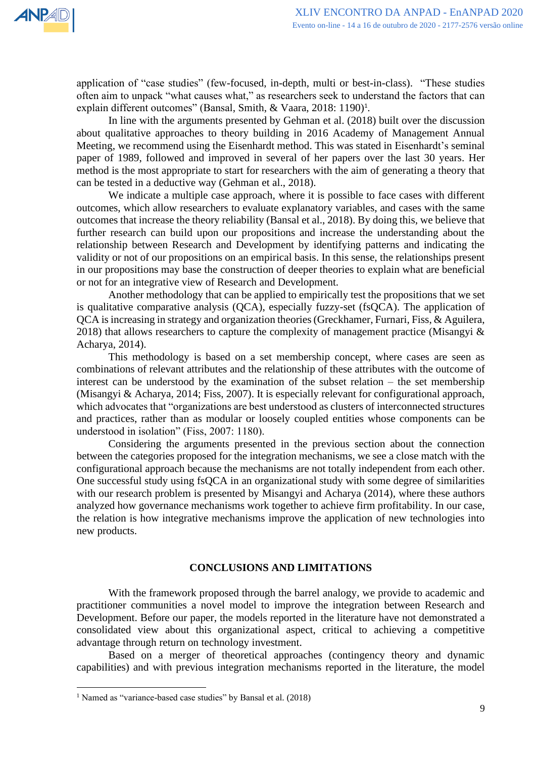application of "case studies" (few-focused, in-depth, multi or best-in-class). "These studies often aim to unpack "what causes what," as researchers seek to understand the factors that can explain different outcomes" (Bansal, Smith, & Vaara, 2018: 1190)[1].

In line with the arguments presented by Gehman et al. (2018) built over the discussion about qualitative approaches to theory building in 2016 Academy of Management Annual Meeting, we recommend using the Eisenhardt method. This was stated in Eisenhardt's seminal paper of 1989, followed and improved in several of her papers over the last 30 years. Her method is the most appropriate to start for researchers with the aim of generating a theory that can be tested in a deductive way (Gehman et al., 2018).

We indicate a multiple case approach, where it is possible to face cases with different outcomes, which allow researchers to evaluate explanatory variables, and cases with the same outcomes that increase the theory reliability (Bansal et al., 2018). By doing this, we believe that further research can build upon our propositions and increase the understanding about the relationship between Research and Development by identifying patterns and indicating the validity or not of our propositions on an empirical basis. In this sense, the relationships present in our propositions may base the construction of deeper theories to explain what are beneficial or not for an integrative view of Research and Development.

Another methodology that can be applied to empirically test the propositions that we set is qualitative comparative analysis (QCA), especially fuzzy-set (fsQCA). The application of QCA is increasing in strategy and organization theories (Greckhamer, Furnari, Fiss, & Aguilera, 2018) that allows researchers to capture the complexity of management practice (Misangyi & Acharya, 2014).

This methodology is based on a set membership concept, where cases are seen as combinations of relevant attributes and the relationship of these attributes with the outcome of interest can be understood by the examination of the subset relation – the set membership (Misangyi & Acharya, 2014; Fiss, 2007). It is especially relevant for configurational approach, which advocates that "organizations are best understood as clusters of interconnected structures and practices, rather than as modular or loosely coupled entities whose components can be understood in isolation" (Fiss, 2007: 1180).

Considering the arguments presented in the previous section about the connection between the categories proposed for the integration mechanisms, we see a close match with the configurational approach because the mechanisms are not totally independent from each other. One successful study using fsQCA in an organizational study with some degree of similarities with our research problem is presented by Misangyi and Acharya (2014), where these authors analyzed how governance mechanisms work together to achieve firm profitability. In our case, the relation is how integrative mechanisms improve the application of new technologies into new products.

## CONCLUSIONS AND LIMITATIONS

With the framework proposed through the barrel analogy, we provide to academic and practitioner communities a novel model to improve the integration between Research and Development. Before our paper, the models reported in the literature have not demonstrated a consolidated view about this organizational aspect, critical to achieving a competitive advantage through return on technology investment.

Based on a merger of theoretical approaches (contingency theory and dynamic capabilities) and with previous integration mechanisms reported in the literature, the model

---

[1] Named as "variance-based case studies" by Bansal et al. (2018)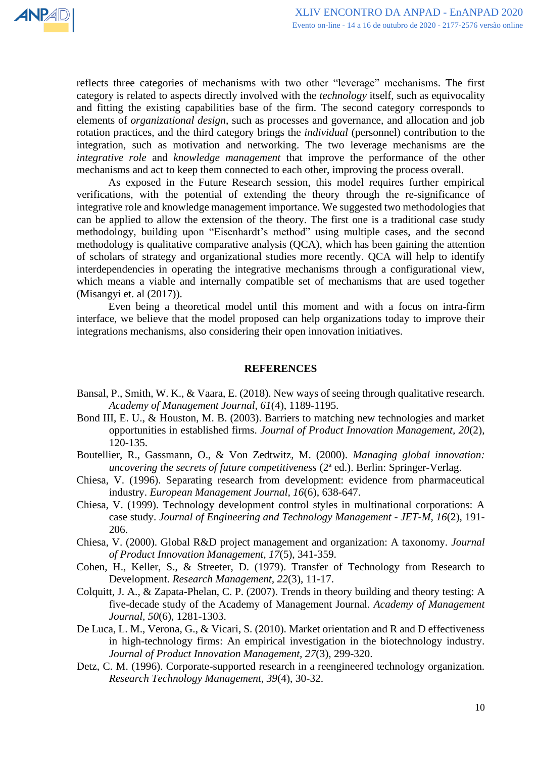reflects three categories of mechanisms with two other "leverage" mechanisms. The first category is related to aspects directly involved with the *technology* itself, such as equivocality and fitting the existing capabilities base of the firm. The second category corresponds to elements of *organizational design*, such as processes and governance, and allocation and job rotation practices, and the third category brings the *individual* (personnel) contribution to the integration, such as motivation and networking. The two leverage mechanisms are the *integrative role* and *knowledge management* that improve the performance of the other mechanisms and act to keep them connected to each other, improving the process overall.

As exposed in the Future Research session, this model requires further empirical verifications, with the potential of extending the theory through the re-significance of integrative role and knowledge management importance. We suggested two methodologies that can be applied to allow the extension of the theory. The first one is a traditional case study methodology, building upon "Eisenhardt's method" using multiple cases, and the second methodology is qualitative comparative analysis (QCA), which has been gaining the attention of scholars of strategy and organizational studies more recently. QCA will help to identify interdependencies in operating the integrative mechanisms through a configurational view, which means a viable and internally compatible set of mechanisms that are used together (Misangyi et. al (2017)).

Even being a theoretical model until this moment and with a focus on intra-firm interface, we believe that the model proposed can help organizations today to improve their integrations mechanisms, also considering their open innovation initiatives.

## REFERENCES

Bansal, P., Smith, W. K., & Vaara, E. (2018). New ways of seeing through qualitative research. *Academy of Management Journal*, *61*(4), 1189-1195.

Bond III, E. U., & Houston, M. B. (2003). Barriers to matching new technologies and market opportunities in established firms. *Journal of Product Innovation Management, 20*(2), 120-135.

Boutellier, R., Gassmann, O., & Von Zedtwitz, M. (2000). *Managing global innovation: uncovering the secrets of future competitiveness* (2ª ed.). Berlin: Springer-Verlag.

Chiesa, V. (1996). Separating research from development: evidence from pharmaceutical industry. *European Management Journal*, *16*(6), 638-647.

Chiesa, V. (1999). Technology development control styles in multinational corporations: A case study. *Journal of Engineering and Technology Management - JET-M*, *16*(2), 191-206.

Chiesa, V. (2000). Global R&D project management and organization: A taxonomy. *Journal of Product Innovation Management*, *17*(5), 341-359.

Cohen, H., Keller, S., & Streeter, D. (1979). Transfer of Technology from Research to Development. *Research Management*, *22*(3), 11-17.

Colquitt, J. A., & Zapata-Phelan, C. P. (2007). Trends in theory building and theory testing: A five-decade study of the Academy of Management Journal. *Academy of Management Journal*, *50*(6), 1281-1303.

De Luca, L. M., Verona, G., & Vicari, S. (2010). Market orientation and R and D effectiveness in high-technology firms: An empirical investigation in the biotechnology industry. *Journal of Product Innovation Management*, *27*(3), 299-320.

Detz, C. M. (1996). Corporate-supported research in a reengineered technology organization. *Research Technology Management*, *39*(4), 30-32.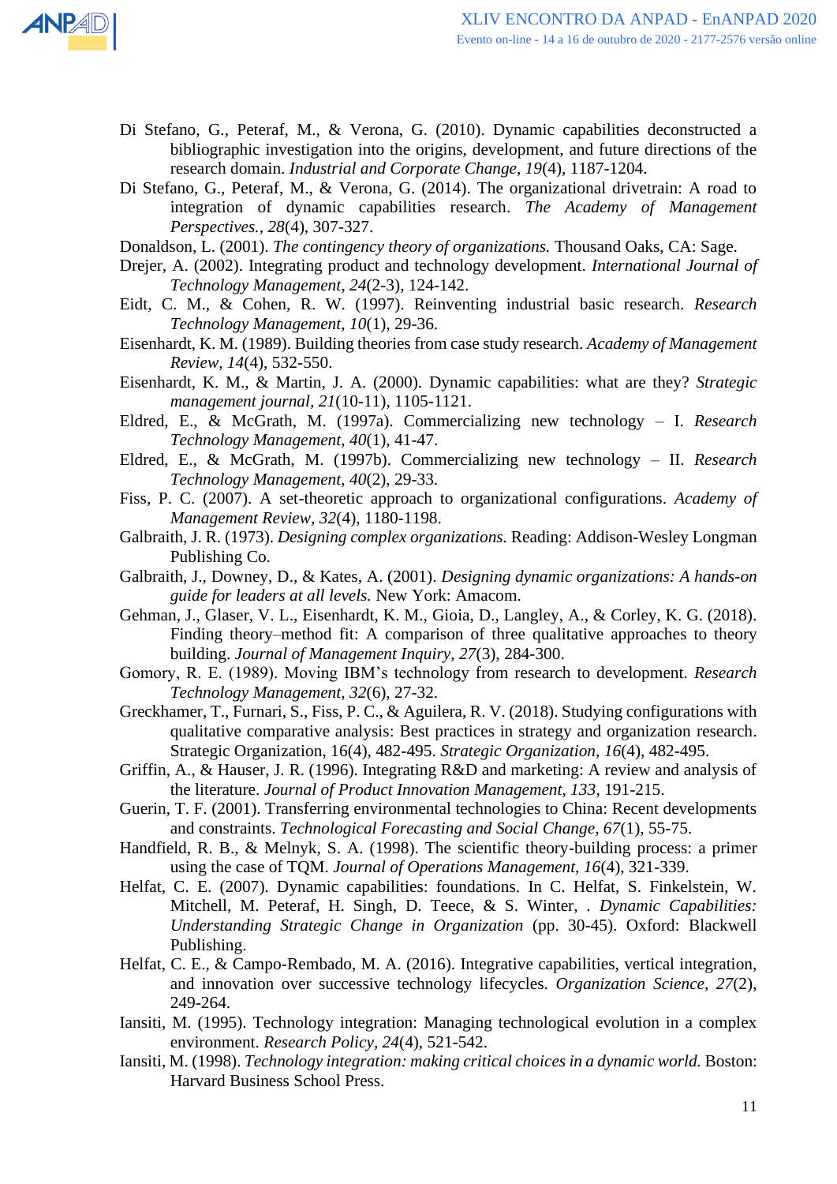Di Stefano, G., Peteraf, M., & Verona, G. (2010). Dynamic capabilities deconstructed a bibliographic investigation into the origins, development, and future directions of the research domain. *Industrial and Corporate Change*, *19*(4), 1187-1204.

Di Stefano, G., Peteraf, M., & Verona, G. (2014). The organizational drivetrain: A road to integration of dynamic capabilities research. *The Academy of Management Perspectives.*, *28*(4), 307-327.

Donaldson, L. (2001). *The contingency theory of organizations.* Thousand Oaks, CA: Sage.

Drejer, A. (2002). Integrating product and technology development. *International Journal of Technology Management*, *24*(2-3), 124-142.

Eidt, C. M., & Cohen, R. W. (1997). Reinventing industrial basic research. *Research Technology Management*, *10*(1), 29-36.

Eisenhardt, K. M. (1989). Building theories from case study research. *Academy of Management Review*, *14*(4), 532-550.

Eisenhardt, K. M., & Martin, J. A. (2000). Dynamic capabilities: what are they? *Strategic management journal*, *21*(10-11), 1105-1121.

Eldred, E., & McGrath, M. (1997a). Commercializing new technology – I. *Research Technology Management*, *40*(1), 41-47.

Eldred, E., & McGrath, M. (1997b). Commercializing new technology – II. *Research Technology Management*, *40*(2), 29-33.

Fiss, P. C. (2007). A set-theoretic approach to organizational configurations. *Academy of Management Review*, *32*(4), 1180-1198.

Galbraith, J. R. (1973). *Designing complex organizations.* Reading: Addison-Wesley Longman Publishing Co.

Galbraith, J., Downey, D., & Kates, A. (2001). *Designing dynamic organizations: A hands-on guide for leaders at all levels.* New York: Amacom.

Gehman, J., Glaser, V. L., Eisenhardt, K. M., Gioia, D., Langley, A., & Corley, K. G. (2018). Finding theory–method fit: A comparison of three qualitative approaches to theory building. *Journal of Management Inquiry*, *27*(3), 284-300.

Gomory, R. E. (1989). Moving IBM's technology from research to development. *Research Technology Management*, *32*(6), 27-32.

Greckhamer, T., Furnari, S., Fiss, P. C., & Aguilera, R. V. (2018). Studying configurations with qualitative comparative analysis: Best practices in strategy and organization research. Strategic Organization, 16(4), 482-495. *Strategic Organization*, *16*(4), 482-495.

Griffin, A., & Hauser, J. R. (1996). Integrating R&D and marketing: A review and analysis of the literature. *Journal of Product Innovation Management*, *133*, 191-215.

Guerin, T. F. (2001). Transferring environmental technologies to China: Recent developments and constraints. *Technological Forecasting and Social Change*, *67*(1), 55-75.

Handfield, R. B., & Melnyk, S. A. (1998). The scientific theory-building process: a primer using the case of TQM. *Journal of Operations Management*, *16*(4), 321-339.

Helfat, C. E. (2007). Dynamic capabilities: foundations. In C. Helfat, S. Finkelstein, W. Mitchell, M. Peteraf, H. Singh, D. Teece, & S. Winter, . *Dynamic Capabilities: Understanding Strategic Change in Organization* (pp. 30-45). Oxford: Blackwell Publishing.

Helfat, C. E., & Campo-Rembado, M. A. (2016). Integrative capabilities, vertical integration, and innovation over successive technology lifecycles. *Organization Science*, *27*(2), 249-264.

Iansiti, M. (1995). Technology integration: Managing technological evolution in a complex environment. *Research Policy*, *24*(4), 521-542.

Iansiti, M. (1998). *Technology integration: making critical choices in a dynamic world.* Boston: Harvard Business School Press.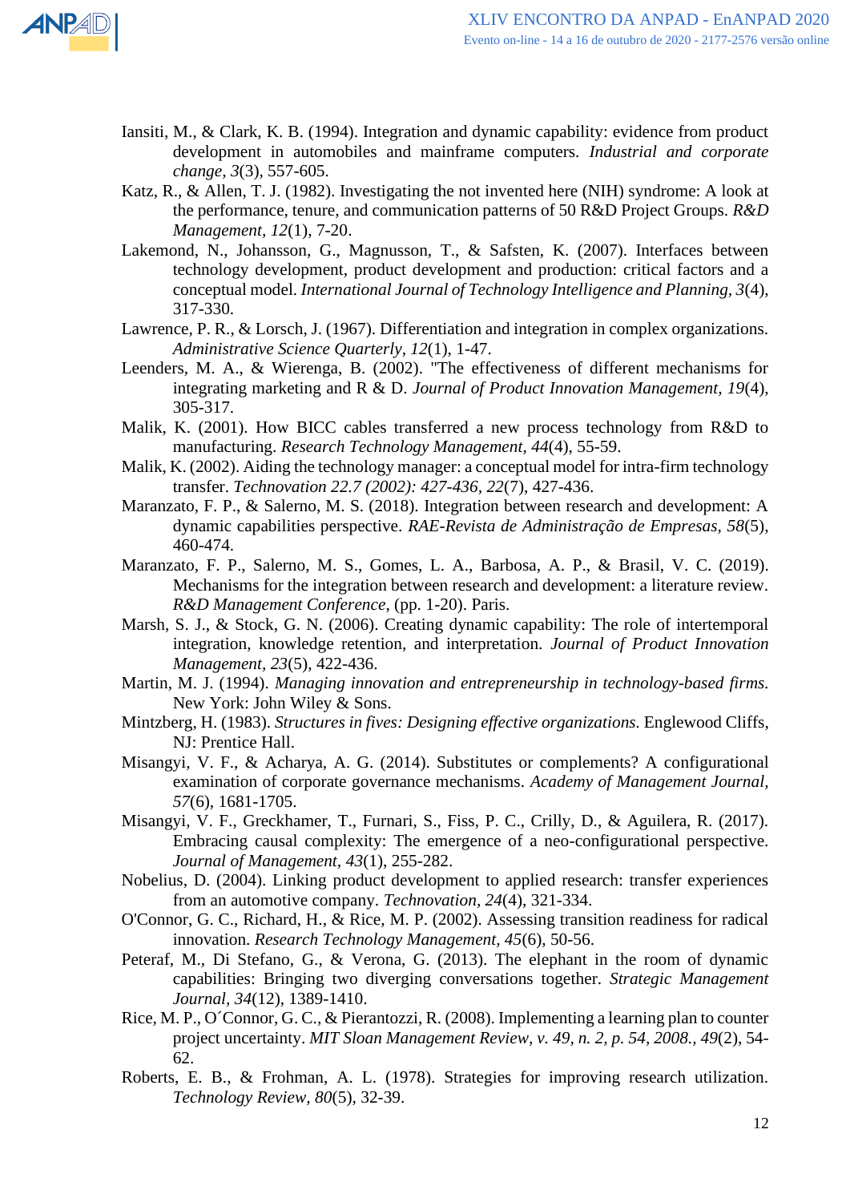Iansiti, M., & Clark, K. B. (1994). Integration and dynamic capability: evidence from product development in automobiles and mainframe computers. *Industrial and corporate change*, *3*(3), 557-605.

Katz, R., & Allen, T. J. (1982). Investigating the not invented here (NIH) syndrome: A look at the performance, tenure, and communication patterns of 50 R&D Project Groups. *R&D Management*, *12*(1), 7-20.

Lakemond, N., Johansson, G., Magnusson, T., & Safsten, K. (2007). Interfaces between technology development, product development and production: critical factors and a conceptual model. *International Journal of Technology Intelligence and Planning*, *3*(4), 317-330.

Lawrence, P. R., & Lorsch, J. (1967). Differentiation and integration in complex organizations. *Administrative Science Quarterly*, *12*(1), 1-47.

Leenders, M. A., & Wierenga, B. (2002). "The effectiveness of different mechanisms for integrating marketing and R & D. *Journal of Product Innovation Management*, *19*(4), 305-317.

Malik, K. (2001). How BICC cables transferred a new process technology from R&D to manufacturing. *Research Technology Management*, *44*(4), 55-59.

Malik, K. (2002). Aiding the technology manager: a conceptual model for intra-firm technology transfer. *Technovation 22.7 (2002): 427-436*, *22*(7), 427-436.

Maranzato, F. P., & Salerno, M. S. (2018). Integration between research and development: A dynamic capabilities perspective. *RAE-Revista de Administração de Empresas*, *58*(5), 460-474.

Maranzato, F. P., Salerno, M. S., Gomes, L. A., Barbosa, A. P., & Brasil, V. C. (2019). Mechanisms for the integration between research and development: a literature review. *R&D Management Conference*, (pp. 1-20). Paris.

Marsh, S. J., & Stock, G. N. (2006). Creating dynamic capability: The role of intertemporal integration, knowledge retention, and interpretation. *Journal of Product Innovation Management*, *23*(5), 422-436.

Martin, M. J. (1994). *Managing innovation and entrepreneurship in technology-based firms*. New York: John Wiley & Sons.

Mintzberg, H. (1983). *Structures in fives: Designing effective organizations*. Englewood Cliffs, NJ: Prentice Hall.

Misangyi, V. F., & Acharya, A. G. (2014). Substitutes or complements? A configurational examination of corporate governance mechanisms. *Academy of Management Journal*, *57*(6), 1681-1705.

Misangyi, V. F., Greckhamer, T., Furnari, S., Fiss, P. C., Crilly, D., & Aguilera, R. (2017). Embracing causal complexity: The emergence of a neo-configurational perspective. *Journal of Management*, *43*(1), 255-282.

Nobelius, D. (2004). Linking product development to applied research: transfer experiences from an automotive company. *Technovation*, *24*(4), 321-334.

O'Connor, G. C., Richard, H., & Rice, M. P. (2002). Assessing transition readiness for radical innovation. *Research Technology Management*, *45*(6), 50-56.

Peteraf, M., Di Stefano, G., & Verona, G. (2013). The elephant in the room of dynamic capabilities: Bringing two diverging conversations together. *Strategic Management Journal*, *34*(12), 1389-1410.

Rice, M. P., O´Connor, G. C., & Pierantozzi, R. (2008). Implementing a learning plan to counter project uncertainty. *MIT Sloan Management Review, v. 49, n. 2, p. 54, 2008.*, *49*(2), 54-62.

Roberts, E. B., & Frohman, A. L. (1978). Strategies for improving research utilization. *Technology Review*, *80*(5), 32-39.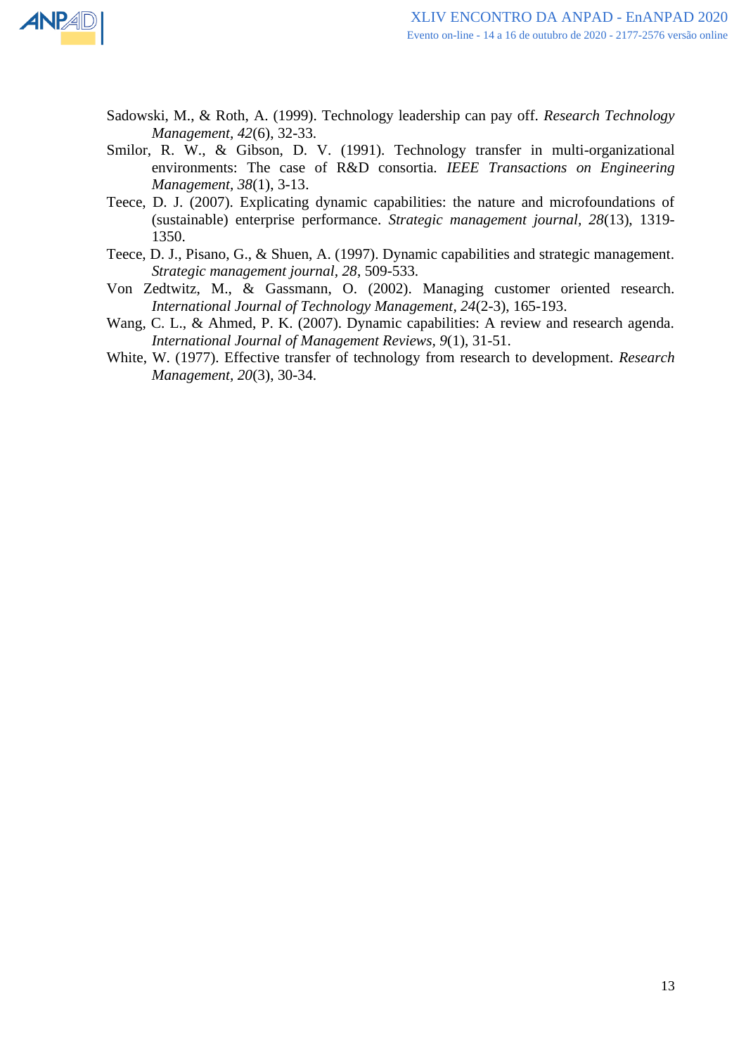Sadowski, M., & Roth, A. (1999). Technology leadership can pay off. *Research Technology Management*, *42*(6), 32-33.

Smilor, R. W., & Gibson, D. V. (1991). Technology transfer in multi-organizational environments: The case of R&D consortia. *IEEE Transactions on Engineering Management*, *38*(1), 3-13.

Teece, D. J. (2007). Explicating dynamic capabilities: the nature and microfoundations of (sustainable) enterprise performance. *Strategic management journal*, *28*(13), 1319-1350.

Teece, D. J., Pisano, G., & Shuen, A. (1997). Dynamic capabilities and strategic management. *Strategic management journal*, *28*, 509-533.

Von Zedtwitz, M., & Gassmann, O. (2002). Managing customer oriented research. *International Journal of Technology Management*, *24*(2-3), 165-193.

Wang, C. L., & Ahmed, P. K. (2007). Dynamic capabilities: A review and research agenda. *International Journal of Management Reviews*, *9*(1), 31-51.

White, W. (1977). Effective transfer of technology from research to development. *Research Management*, *20*(3), 30-34.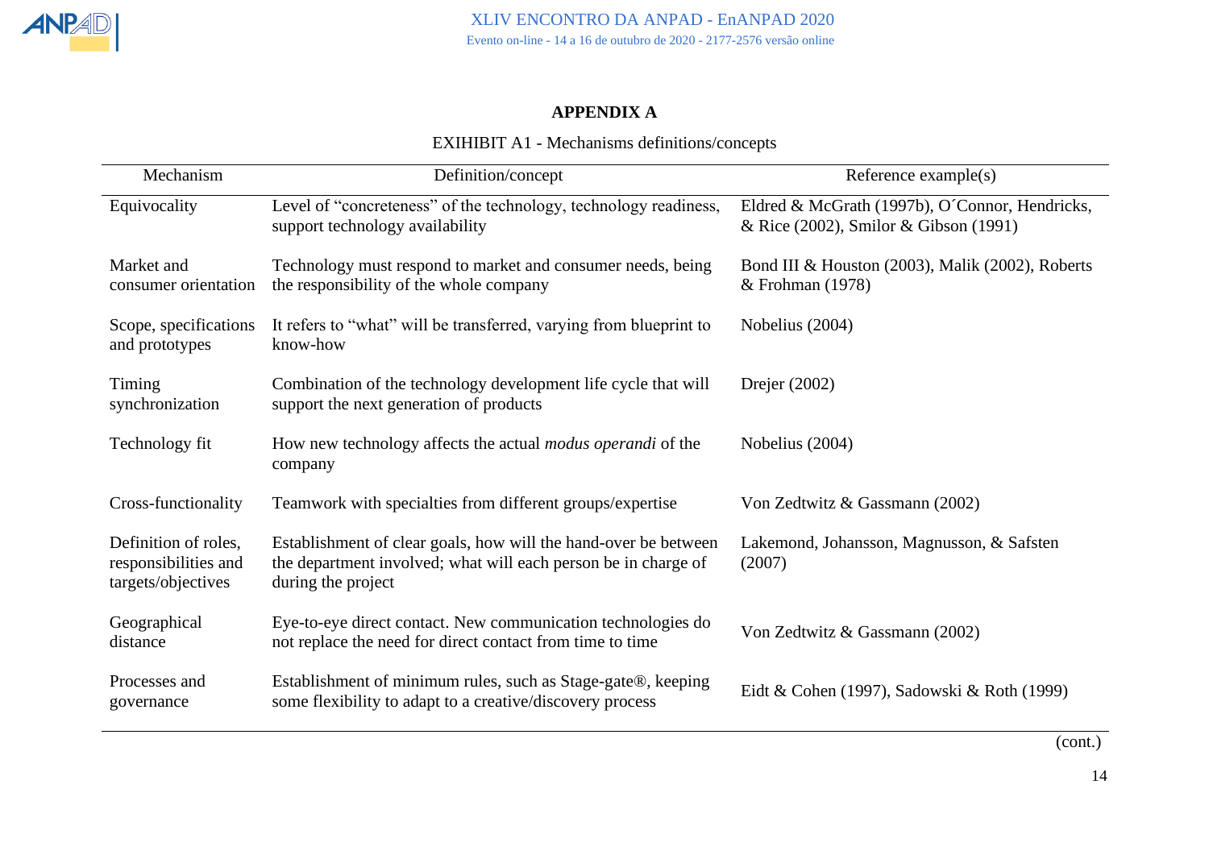## APPENDIX A

EXIHIBIT A1 - Mechanisms definitions/concepts

| Mechanism | Definition/concept | Reference example(s) |
|---|---|---|
| Equivocality | Level of “concreteness” of the technology, technology readiness, support technology availability | Eldred & McGrath (1997b), O´Connor, Hendricks, & Rice (2002), Smilor & Gibson (1991) |
| Market and consumer orientation | Technology must respond to market and consumer needs, being the responsibility of the whole company | Bond III & Houston (2003), Malik (2002), Roberts & Frohman (1978) |
| Scope, specifications and prototypes | It refers to “what” will be transferred, varying from blueprint to know-how | Nobelius (2004) |
| Timing synchronization | Combination of the technology development life cycle that will support the next generation of products | Drejer (2002) |
| Technology fit | How new technology affects the actual *modus operandi* of the company | Nobelius (2004) |
| Cross-functionality | Teamwork with specialties from different groups/expertise | Von Zedtwitz & Gassmann (2002) |
| Definition of roles, responsibilities and targets/objectives | Establishment of clear goals, how will the hand-over be between the department involved; what will each person be in charge of during the project | Lakemond, Johansson, Magnusson, & Safsten (2007) |
| Geographical distance | Eye-to-eye direct contact. New communication technologies do not replace the need for direct contact from time to time | Von Zedtwitz & Gassmann (2002) |
| Processes and governance | Establishment of minimum rules, such as Stage-gate®, keeping some flexibility to adapt to a creative/discovery process | Eidt & Cohen (1997), Sadowski & Roth (1999) |

(cont.)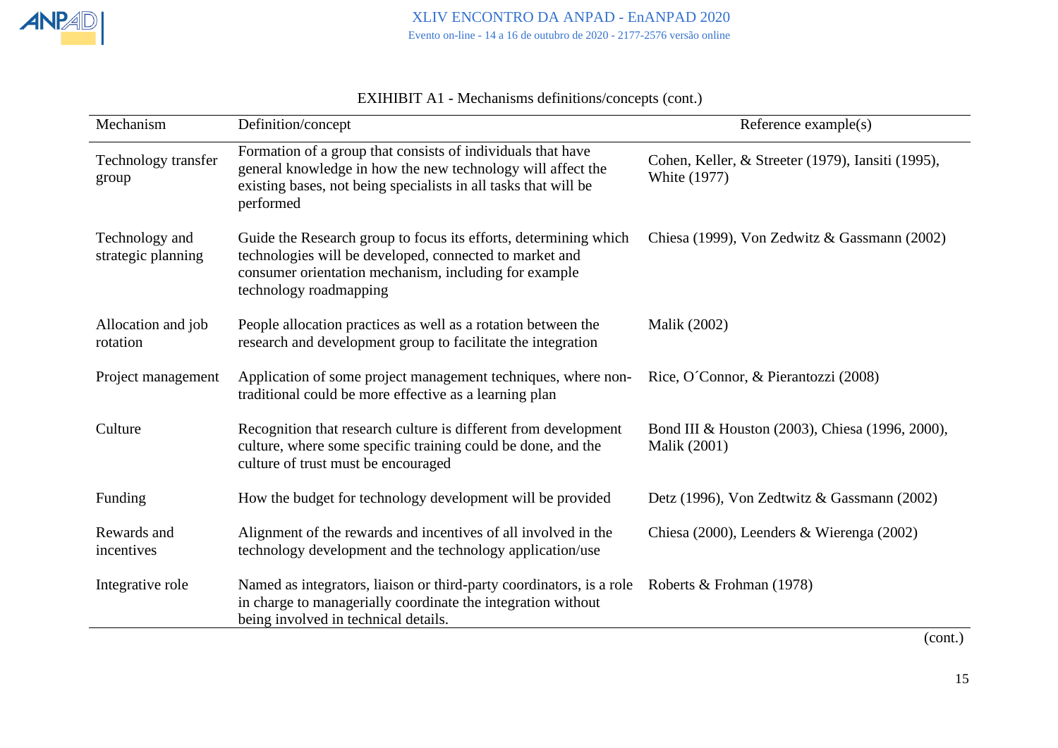EXIHIBIT A1 - Mechanisms definitions/concepts (cont.)

| Mechanism | Definition/concept | Reference example(s) |
|---|---|---|
| Technology transfer group | Formation of a group that consists of individuals that have general knowledge in how the new technology will affect the existing bases, not being specialists in all tasks that will be performed | Cohen, Keller, & Streeter (1979), Iansiti (1995), White (1977) |
| Technology and strategic planning | Guide the Research group to focus its efforts, determining which technologies will be developed, connected to market and consumer orientation mechanism, including for example technology roadmapping | Chiesa (1999), Von Zedwitz & Gassmann (2002) |
| Allocation and job rotation | People allocation practices as well as a rotation between the research and development group to facilitate the integration | Malik (2002) |
| Project management | Application of some project management techniques, where non-traditional could be more effective as a learning plan | Rice, O´Connor, & Pierantozzi (2008) |
| Culture | Recognition that research culture is different from development culture, where some specific training could be done, and the culture of trust must be encouraged | Bond III & Houston (2003), Chiesa (1996, 2000), Malik (2001) |
| Funding | How the budget for technology development will be provided | Detz (1996), Von Zedtwitz & Gassmann (2002) |
| Rewards and incentives | Alignment of the rewards and incentives of all involved in the technology development and the technology application/use | Chiesa (2000), Leenders & Wierenga (2002) |
| Integrative role | Named as integrators, liaison or third-party coordinators, is a role in charge to managerially coordinate the integration without being involved in technical details. | Roberts & Frohman (1978) |

(cont.)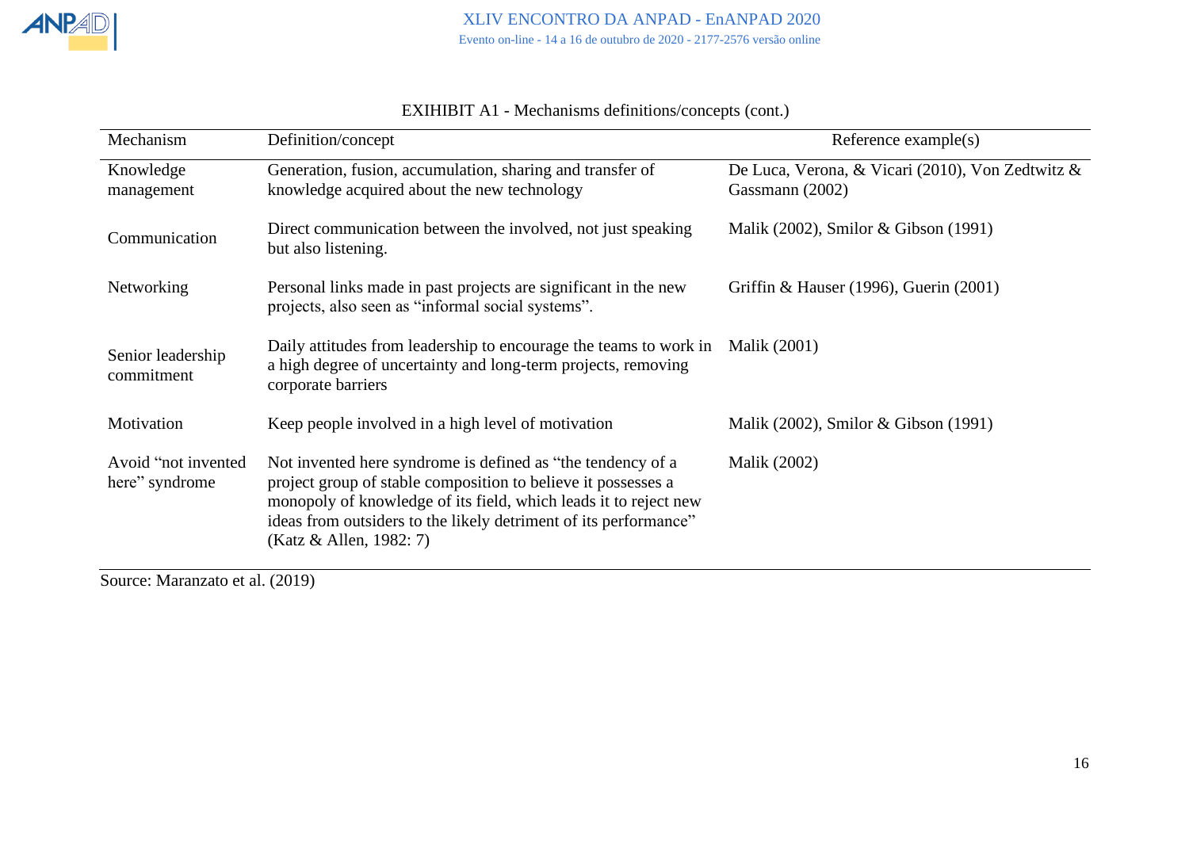EXIHIBIT A1 - Mechanisms definitions/concepts (cont.)

| Mechanism | Definition/concept | Reference example(s) |
| --- | --- | --- |
| Knowledge management | Generation, fusion, accumulation, sharing and transfer of knowledge acquired about the new technology | De Luca, Verona, & Vicari (2010), Von Zedtwitz & Gassmann (2002) |
| Communication | Direct communication between the involved, not just speaking but also listening. | Malik (2002), Smilor & Gibson (1991) |
| Networking | Personal links made in past projects are significant in the new projects, also seen as “informal social systems”. | Griffin & Hauser (1996), Guerin (2001) |
| Senior leadership commitment | Daily attitudes from leadership to encourage the teams to work in a high degree of uncertainty and long-term projects, removing corporate barriers | Malik (2001) |
| Motivation | Keep people involved in a high level of motivation | Malik (2002), Smilor & Gibson (1991) |
| Avoid “not invented here” syndrome | Not invented here syndrome is defined as “the tendency of a project group of stable composition to believe it possesses a monopoly of knowledge of its field, which leads it to reject new ideas from outsiders to the likely detriment of its performance” (Katz & Allen, 1982: 7) | Malik (2002) |

Source: Maranzato et al. (2019)